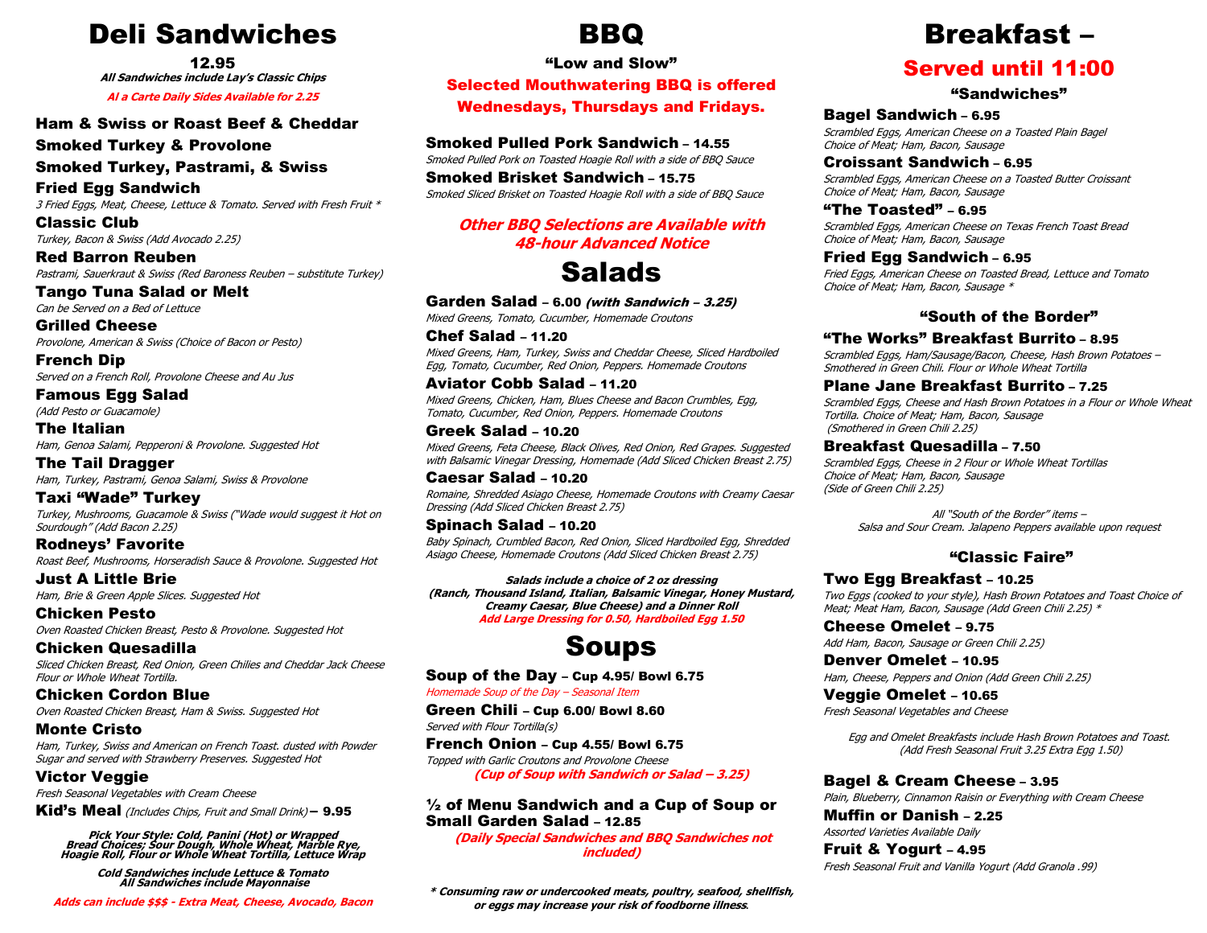# Deli Sandwiches

**12.95**

***All Sandwiches include Lay's Classic Chips***

***Al a Carte Daily Sides Available for 2.25***

### Ham & Swiss or Roast Beef & Cheddar

### Smoked Turkey & Provolone

### Smoked Turkey, Pastrami, & Swiss

### Fried Egg Sandwich
*3 Fried Eggs, Meat, Cheese, Lettuce & Tomato. Served with Fresh Fruit **

### Classic Club
*Turkey, Bacon & Swiss (Add Avocado 2.25)*

### Red Barron Reuben
*Pastrami, Sauerkraut & Swiss (Red Baroness Reuben – substitute Turkey)*

### Tango Tuna Salad or Melt
*Can be Served on a Bed of Lettuce*

### Grilled Cheese
*Provolone, American & Swiss (Choice of Bacon or Pesto)*

### French Dip
*Served on a French Roll, Provolone Cheese and Au Jus*

### Famous Egg Salad
*(Add Pesto or Guacamole)*

### The Italian
*Ham, Genoa Salami, Pepperoni & Provolone. Suggested Hot*

### The Tail Dragger
*Ham, Turkey, Pastrami, Genoa Salami, Swiss & Provolone*

### Taxi "Wade" Turkey
*Turkey, Mushrooms, Guacamole & Swiss ("Wade would suggest it Hot on Sourdough" (Add Bacon 2.25)*

### Rodneys' Favorite
*Roast Beef, Mushrooms, Horseradish Sauce & Provolone. Suggested Hot*

### Just A Little Brie
*Ham, Brie & Green Apple Slices. Suggested Hot*

### Chicken Pesto
*Oven Roasted Chicken Breast, Pesto & Provolone. Suggested Hot*

### Chicken Quesadilla
*Sliced Chicken Breast, Red Onion, Green Chilies and Cheddar Jack Cheese Flour or Whole Wheat Tortilla.*

### Chicken Cordon Blue
*Oven Roasted Chicken Breast, Ham & Swiss. Suggested Hot*

### Monte Cristo
*Ham, Turkey, Swiss and American on French Toast. dusted with Powder Sugar and served with Strawberry Preserves. Suggested Hot*

### Victor Veggie
*Fresh Seasonal Vegetables with Cream Cheese*

### Kid's Meal *(Includes Chips, Fruit and Small Drink)* – 9.95

***Pick Your Style: Cold, Panini (Hot) or Wrapped***
***Bread Choices; Sour Dough, Whole Wheat, Marble Rye, Hoagie Roll, Flour or Whole Wheat Tortilla, Lettuce Wrap***

***Cold Sandwiches include Lettuce & Tomato***
***All Sandwiches include Mayonnaise***

***Adds can include $$$ - Extra Meat, Cheese, Avocado, Bacon***

# BBQ

**"Low and Slow"**

**Selected Mouthwatering BBQ is offered Wednesdays, Thursdays and Fridays.**

### Smoked Pulled Pork Sandwich – 14.55
*Smoked Pulled Pork on Toasted Hoagie Roll with a side of BBQ Sauce*

### Smoked Brisket Sandwich – 15.75
*Smoked Sliced Brisket on Toasted Hoagie Roll with a side of BBQ Sauce*

***Other BBQ Selections are Available with 48-hour Advanced Notice***

# Salads

### Garden Salad – 6.00 *(with Sandwich – 3.25)*
*Mixed Greens, Tomato, Cucumber, Homemade Croutons*

### Chef Salad – 11.20
*Mixed Greens, Ham, Turkey, Swiss and Cheddar Cheese, Sliced Hardboiled Egg, Tomato, Cucumber, Red Onion, Peppers. Homemade Croutons*

### Aviator Cobb Salad – 11.20
*Mixed Greens, Chicken, Ham, Blues Cheese and Bacon Crumbles, Egg, Tomato, Cucumber, Red Onion, Peppers. Homemade Croutons*

### Greek Salad – 10.20
*Mixed Greens, Feta Cheese, Black Olives, Red Onion, Red Grapes. Suggested with Balsamic Vinegar Dressing, Homemade (Add Sliced Chicken Breast 2.75)*

### Caesar Salad – 10.20
*Romaine, Shredded Asiago Cheese, Homemade Croutons with Creamy Caesar Dressing (Add Sliced Chicken Breast 2.75)*

### Spinach Salad – 10.20
*Baby Spinach, Crumbled Bacon, Red Onion, Sliced Hardboiled Egg, Shredded Asiago Cheese, Homemade Croutons (Add Sliced Chicken Breast 2.75)*

***Salads include a choice of 2 oz dressing (Ranch, Thousand Island, Italian, Balsamic Vinegar, Honey Mustard, Creamy Caesar, Blue Cheese) and a Dinner Roll***
***Add Large Dressing for 0.50, Hardboiled Egg 1.50***

# Soups

### Soup of the Day – Cup 4.95/ Bowl 6.75
*Homemade Soup of the Day – Seasonal Item*

### Green Chili – Cup 6.00/ Bowl 8.60
*Served with Flour Tortilla(s)*

### French Onion – Cup 4.55/ Bowl 6.75
*Topped with Garlic Croutons and Provolone Cheese*

***(Cup of Soup with Sandwich or Salad – 3.25)***

### ½ of Menu Sandwich and a Cup of Soup or Small Garden Salad – 12.85
***(Daily Special Sandwiches and BBQ Sandwiches not included)***

***\* Consuming raw or undercooked meats, poultry, seafood, shellfish, or eggs may increase your risk of foodborne illness.***

# Breakfast –

## Served until 11:00

## "Sandwiches"

### Bagel Sandwich – 6.95
*Scrambled Eggs, American Cheese on a Toasted Plain Bagel*
*Choice of Meat; Ham, Bacon, Sausage*

### Croissant Sandwich – 6.95
*Scrambled Eggs, American Cheese on a Toasted Butter Croissant*
*Choice of Meat; Ham, Bacon, Sausage*

### "The Toasted" – 6.95
*Scrambled Eggs, American Cheese on Texas French Toast Bread*
*Choice of Meat; Ham, Bacon, Sausage*

### Fried Egg Sandwich – 6.95
*Fried Eggs, American Cheese on Toasted Bread, Lettuce and Tomato*
*Choice of Meat; Ham, Bacon, Sausage **

## "South of the Border"

### "The Works" Breakfast Burrito – 8.95
*Scrambled Eggs, Ham/Sausage/Bacon, Cheese, Hash Brown Potatoes – Smothered in Green Chili. Flour or Whole Wheat Tortilla*

### Plane Jane Breakfast Burrito – 7.25
*Scrambled Eggs, Cheese and Hash Brown Potatoes in a Flour or Whole Wheat Tortilla. Choice of Meat; Ham, Bacon, Sausage*
*(Smothered in Green Chili 2.25)*

### Breakfast Quesadilla – 7.50
*Scrambled Eggs, Cheese in 2 Flour or Whole Wheat Tortillas*
*Choice of Meat; Ham, Bacon, Sausage*
*(Side of Green Chili 2.25)*

*All "South of the Border" items – Salsa and Sour Cream. Jalapeno Peppers available upon request*

## "Classic Faire"

### Two Egg Breakfast – 10.25
*Two Eggs (cooked to your style), Hash Brown Potatoes and Toast Choice of Meat; Meat Ham, Bacon, Sausage (Add Green Chili 2.25) **

### Cheese Omelet – 9.75
*Add Ham, Bacon, Sausage or Green Chili 2.25)*

### Denver Omelet – 10.95
*Ham, Cheese, Peppers and Onion (Add Green Chili 2.25)*

### Veggie Omelet – 10.65
*Fresh Seasonal Vegetables and Cheese*

*Egg and Omelet Breakfasts include Hash Brown Potatoes and Toast. (Add Fresh Seasonal Fruit 3.25 Extra Egg 1.50)*

### Bagel & Cream Cheese – 3.95
*Plain, Blueberry, Cinnamon Raisin or Everything with Cream Cheese*

### Muffin or Danish – 2.25
*Assorted Varieties Available Daily*

### Fruit & Yogurt – 4.95
*Fresh Seasonal Fruit and Vanilla Yogurt (Add Granola .99)*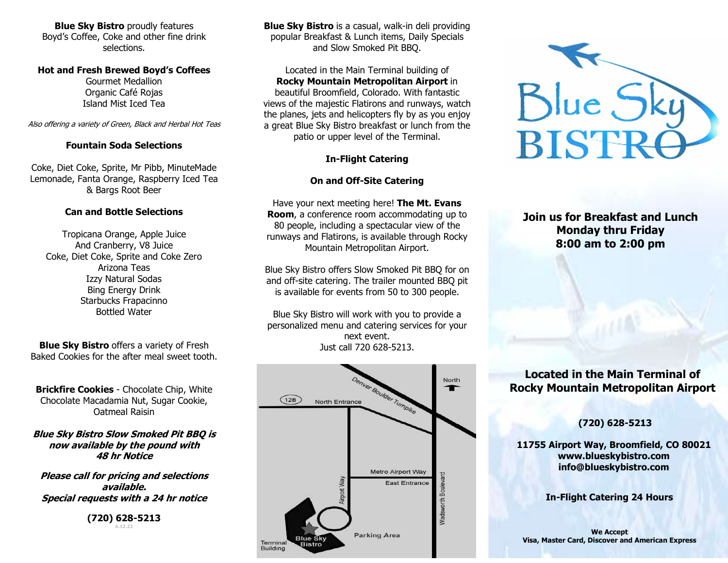**Blue Sky Bistro** proudly features Boyd's Coffee, Coke and other fine drink selections.

**Hot and Fresh Brewed Boyd's Coffees**

Gourmet Medallion
Organic Café Rojas
Island Mist Iced Tea

*Also offering a variety of Green, Black and Herbal Hot Teas*

**Fountain Soda Selections**

Coke, Diet Coke, Sprite, Mr Pibb, MinuteMade Lemonade, Fanta Orange, Raspberry Iced Tea & Bargs Root Beer

**Can and Bottle Selections**

Tropicana Orange, Apple Juice
And Cranberry, V8 Juice
Coke, Diet Coke, Sprite and Coke Zero
Arizona Teas
Izzy Natural Sodas
Bing Energy Drink
Starbucks Frapacinno
Bottled Water

**Blue Sky Bistro** offers a variety of Fresh Baked Cookies for the after meal sweet tooth.

**Brickfire Cookies** - Chocolate Chip, White Chocolate Macadamia Nut, Sugar Cookie, Oatmeal Raisin

***Blue Sky Bistro Slow Smoked Pit BBQ is now available by the pound with 48 hr Notice***

***Please call for pricing and selections available.***
***Special requests with a 24 hr notice***

**(720) 628-5213**

6.12.22

**Blue Sky Bistro** is a casual, walk-in deli providing popular Breakfast & Lunch items, Daily Specials and Slow Smoked Pit BBQ.

Located in the Main Terminal building of **Rocky Mountain Metropolitan Airport** in beautiful Broomfield, Colorado. With fantastic views of the majestic Flatirons and runways, watch the planes, jets and helicopters fly by as you enjoy a great Blue Sky Bistro breakfast or lunch from the patio or upper level of the Terminal.

**In-Flight Catering**

**On and Off-Site Catering**

Have your next meeting here! **The Mt. Evans Room**, a conference room accommodating up to 80 people, including a spectacular view of the runways and Flatirons, is available through Rocky Mountain Metropolitan Airport.

Blue Sky Bistro offers Slow Smoked Pit BBQ for on and off-site catering. The trailer mounted BBQ pit is available for events from 50 to 300 people.

Blue Sky Bistro will work with you to provide a personalized menu and catering services for your next event.
Just call 720 628-5213.

Denver Boulder Turnpike
North
128
North Entrance
Metro Airport Way
East Entrance
Airport Way
Wadsworth Boulevard
Parking Area
Terminal Building
Blue Sky Bistro

# Blue Sky BISTRO

**Join us for Breakfast and Lunch**
**Monday thru Friday**
**8:00 am to 2:00 pm**

**Located in the Main Terminal of Rocky Mountain Metropolitan Airport**

**(720) 628-5213**

**11755 Airport Way, Broomfield, CO 80021**
**www.blueskybistro.com**
**info@blueskybistro.com**

**In-Flight Catering 24 Hours**

**We Accept**
**Visa, Master Card, Discover and American Express**